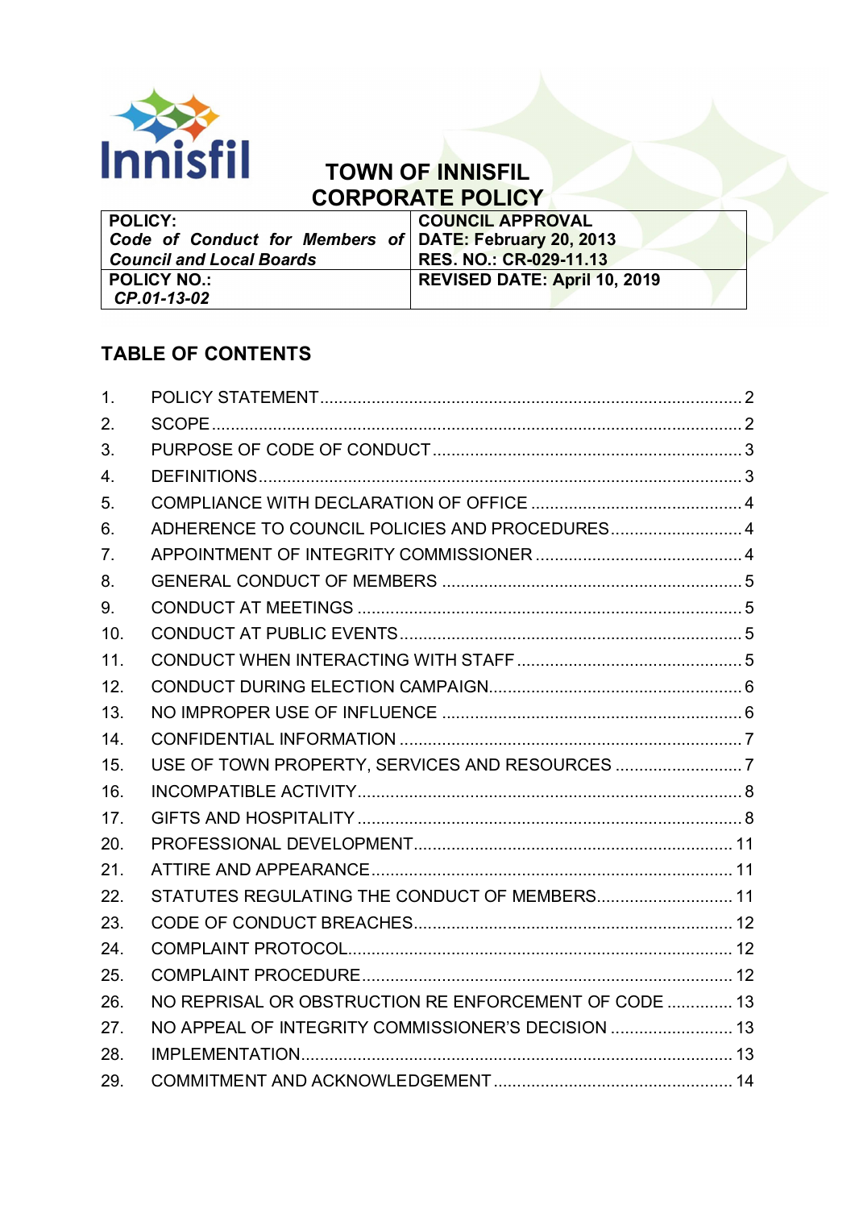# TOWN OF INNISFIL
# CORPORATE POLICY

| **POLICY:** *Code of Conduct for Members of Council and Local Boards* | **COUNCIL APPROVAL DATE: February 20, 2013** **RES. NO.: CR-029-11.13** |
|---|---|
| **POLICY NO.:** *CP.01-13-02* | **REVISED DATE: April 10, 2019** |

## TABLE OF CONTENTS

1. POLICY STATEMENT ........ 2
2. SCOPE ........ 2
3. PURPOSE OF CODE OF CONDUCT ........ 3
4. DEFINITIONS ........ 3
5. COMPLIANCE WITH DECLARATION OF OFFICE ........ 4
6. ADHERENCE TO COUNCIL POLICIES AND PROCEDURES ........ 4
7. APPOINTMENT OF INTEGRITY COMMISSIONER ........ 4
8. GENERAL CONDUCT OF MEMBERS ........ 5
9. CONDUCT AT MEETINGS ........ 5
10. CONDUCT AT PUBLIC EVENTS ........ 5
11. CONDUCT WHEN INTERACTING WITH STAFF ........ 5
12. CONDUCT DURING ELECTION CAMPAIGN ........ 6
13. NO IMPROPER USE OF INFLUENCE ........ 6
14. CONFIDENTIAL INFORMATION ........ 7
15. USE OF TOWN PROPERTY, SERVICES AND RESOURCES ........ 7
16. INCOMPATIBLE ACTIVITY ........ 8
17. GIFTS AND HOSPITALITY ........ 8
20. PROFESSIONAL DEVELOPMENT ........ 11
21. ATTIRE AND APPEARANCE ........ 11
22. STATUTES REGULATING THE CONDUCT OF MEMBERS ........ 11
23. CODE OF CONDUCT BREACHES ........ 12
24. COMPLAINT PROTOCOL ........ 12
25. COMPLAINT PROCEDURE ........ 12
26. NO REPRISAL OR OBSTRUCTION RE ENFORCEMENT OF CODE ........ 13
27. NO APPEAL OF INTEGRITY COMMISSIONER'S DECISION ........ 13
28. IMPLEMENTATION ........ 13
29. COMMITMENT AND ACKNOWLEDGEMENT ........ 14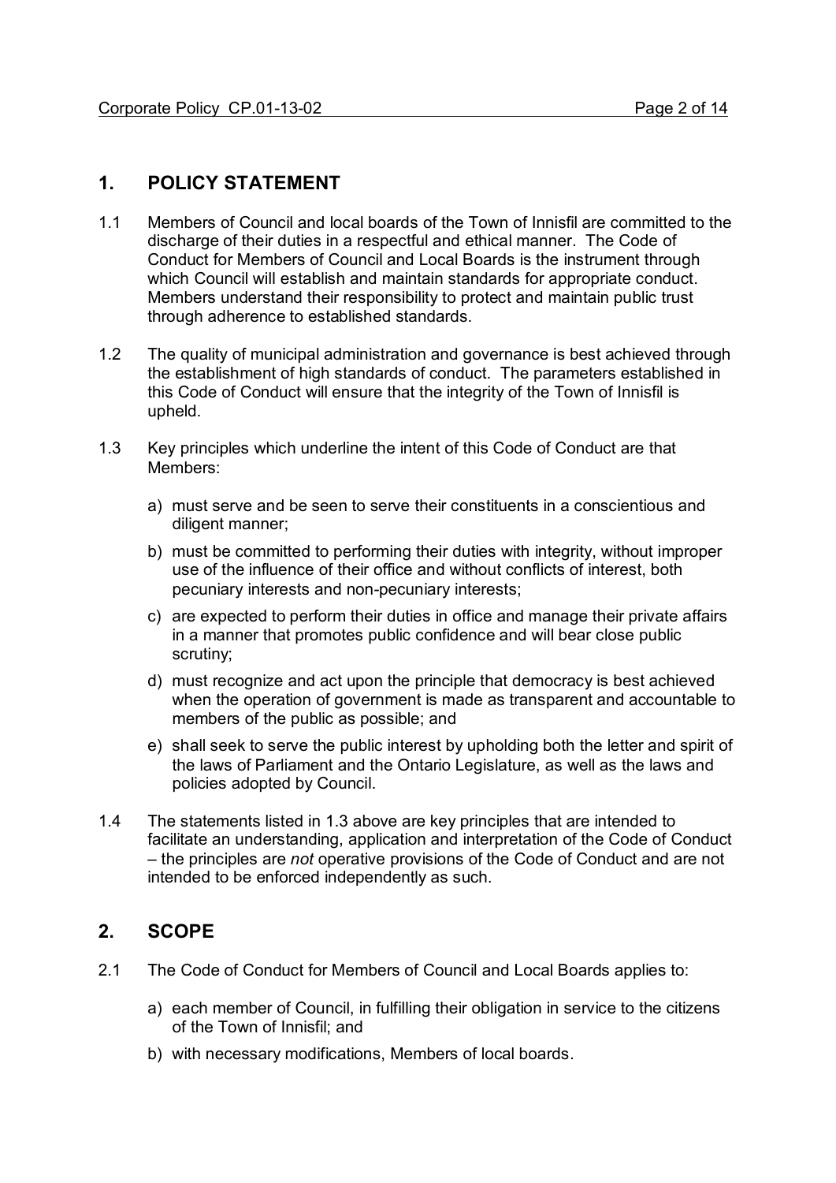## 1. POLICY STATEMENT

1.1 Members of Council and local boards of the Town of Innisfil are committed to the discharge of their duties in a respectful and ethical manner. The Code of Conduct for Members of Council and Local Boards is the instrument through which Council will establish and maintain standards for appropriate conduct. Members understand their responsibility to protect and maintain public trust through adherence to established standards.

1.2 The quality of municipal administration and governance is best achieved through the establishment of high standards of conduct. The parameters established in this Code of Conduct will ensure that the integrity of the Town of Innisfil is upheld.

1.3 Key principles which underline the intent of this Code of Conduct are that Members:

a) must serve and be seen to serve their constituents in a conscientious and diligent manner;

b) must be committed to performing their duties with integrity, without improper use of the influence of their office and without conflicts of interest, both pecuniary interests and non-pecuniary interests;

c) are expected to perform their duties in office and manage their private affairs in a manner that promotes public confidence and will bear close public scrutiny;

d) must recognize and act upon the principle that democracy is best achieved when the operation of government is made as transparent and accountable to members of the public as possible; and

e) shall seek to serve the public interest by upholding both the letter and spirit of the laws of Parliament and the Ontario Legislature, as well as the laws and policies adopted by Council.

1.4 The statements listed in 1.3 above are key principles that are intended to facilitate an understanding, application and interpretation of the Code of Conduct – the principles are *not* operative provisions of the Code of Conduct and are not intended to be enforced independently as such.

## 2. SCOPE

2.1 The Code of Conduct for Members of Council and Local Boards applies to:

a) each member of Council, in fulfilling their obligation in service to the citizens of the Town of Innisfil; and

b) with necessary modifications, Members of local boards.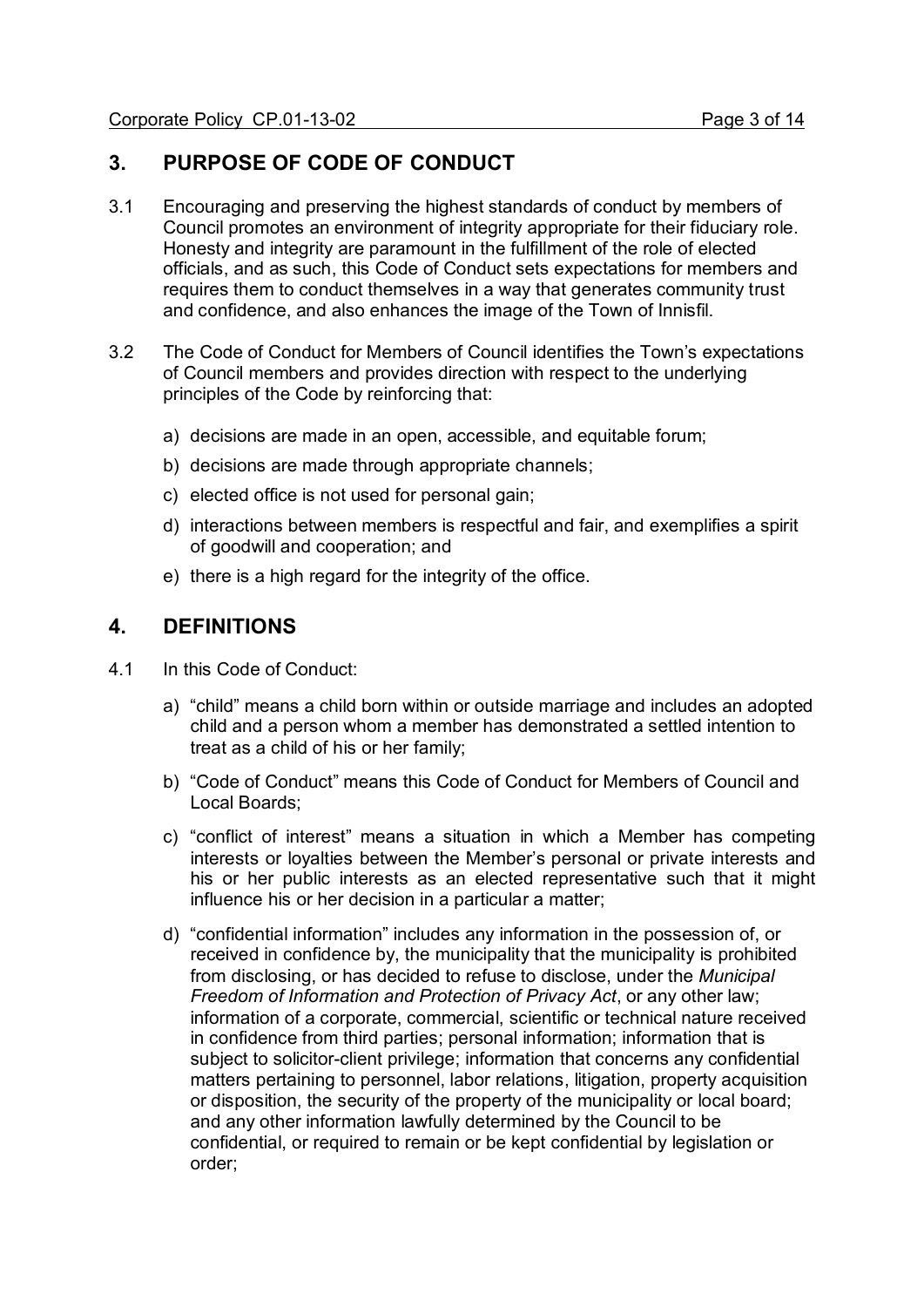## 3. PURPOSE OF CODE OF CONDUCT

3.1 Encouraging and preserving the highest standards of conduct by members of Council promotes an environment of integrity appropriate for their fiduciary role. Honesty and integrity are paramount in the fulfillment of the role of elected officials, and as such, this Code of Conduct sets expectations for members and requires them to conduct themselves in a way that generates community trust and confidence, and also enhances the image of the Town of Innisfil.

3.2 The Code of Conduct for Members of Council identifies the Town's expectations of Council members and provides direction with respect to the underlying principles of the Code by reinforcing that:

a) decisions are made in an open, accessible, and equitable forum;

b) decisions are made through appropriate channels;

c) elected office is not used for personal gain;

d) interactions between members is respectful and fair, and exemplifies a spirit of goodwill and cooperation; and

e) there is a high regard for the integrity of the office.

## 4. DEFINITIONS

4.1 In this Code of Conduct:

a) "child" means a child born within or outside marriage and includes an adopted child and a person whom a member has demonstrated a settled intention to treat as a child of his or her family;

b) "Code of Conduct" means this Code of Conduct for Members of Council and Local Boards;

c) "conflict of interest" means a situation in which a Member has competing interests or loyalties between the Member's personal or private interests and his or her public interests as an elected representative such that it might influence his or her decision in a particular a matter;

d) "confidential information" includes any information in the possession of, or received in confidence by, the municipality that the municipality is prohibited from disclosing, or has decided to refuse to disclose, under the *Municipal Freedom of Information and Protection of Privacy Act*, or any other law; information of a corporate, commercial, scientific or technical nature received in confidence from third parties; personal information; information that is subject to solicitor-client privilege; information that concerns any confidential matters pertaining to personnel, labor relations, litigation, property acquisition or disposition, the security of the property of the municipality or local board; and any other information lawfully determined by the Council to be confidential, or required to remain or be kept confidential by legislation or order;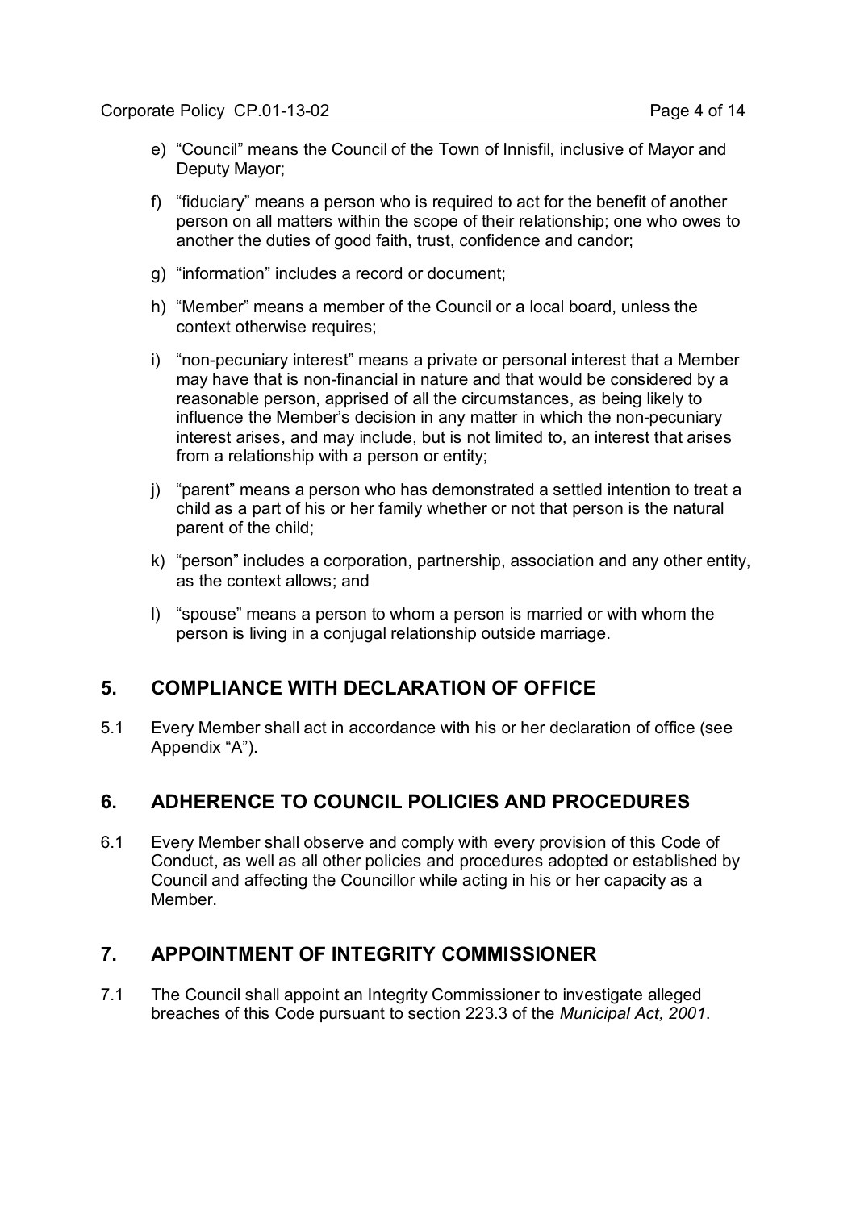e) "Council" means the Council of the Town of Innisfil, inclusive of Mayor and Deputy Mayor;

f) "fiduciary" means a person who is required to act for the benefit of another person on all matters within the scope of their relationship; one who owes to another the duties of good faith, trust, confidence and candor;

g) "information" includes a record or document;

h) "Member" means a member of the Council or a local board, unless the context otherwise requires;

i) "non-pecuniary interest" means a private or personal interest that a Member may have that is non-financial in nature and that would be considered by a reasonable person, apprised of all the circumstances, as being likely to influence the Member's decision in any matter in which the non-pecuniary interest arises, and may include, but is not limited to, an interest that arises from a relationship with a person or entity;

j) "parent" means a person who has demonstrated a settled intention to treat a child as a part of his or her family whether or not that person is the natural parent of the child;

k) "person" includes a corporation, partnership, association and any other entity, as the context allows; and

l) "spouse" means a person to whom a person is married or with whom the person is living in a conjugal relationship outside marriage.

## 5. COMPLIANCE WITH DECLARATION OF OFFICE

5.1 Every Member shall act in accordance with his or her declaration of office (see Appendix "A").

## 6. ADHERENCE TO COUNCIL POLICIES AND PROCEDURES

6.1 Every Member shall observe and comply with every provision of this Code of Conduct, as well as all other policies and procedures adopted or established by Council and affecting the Councillor while acting in his or her capacity as a Member.

## 7. APPOINTMENT OF INTEGRITY COMMISSIONER

7.1 The Council shall appoint an Integrity Commissioner to investigate alleged breaches of this Code pursuant to section 223.3 of the *Municipal Act, 2001*.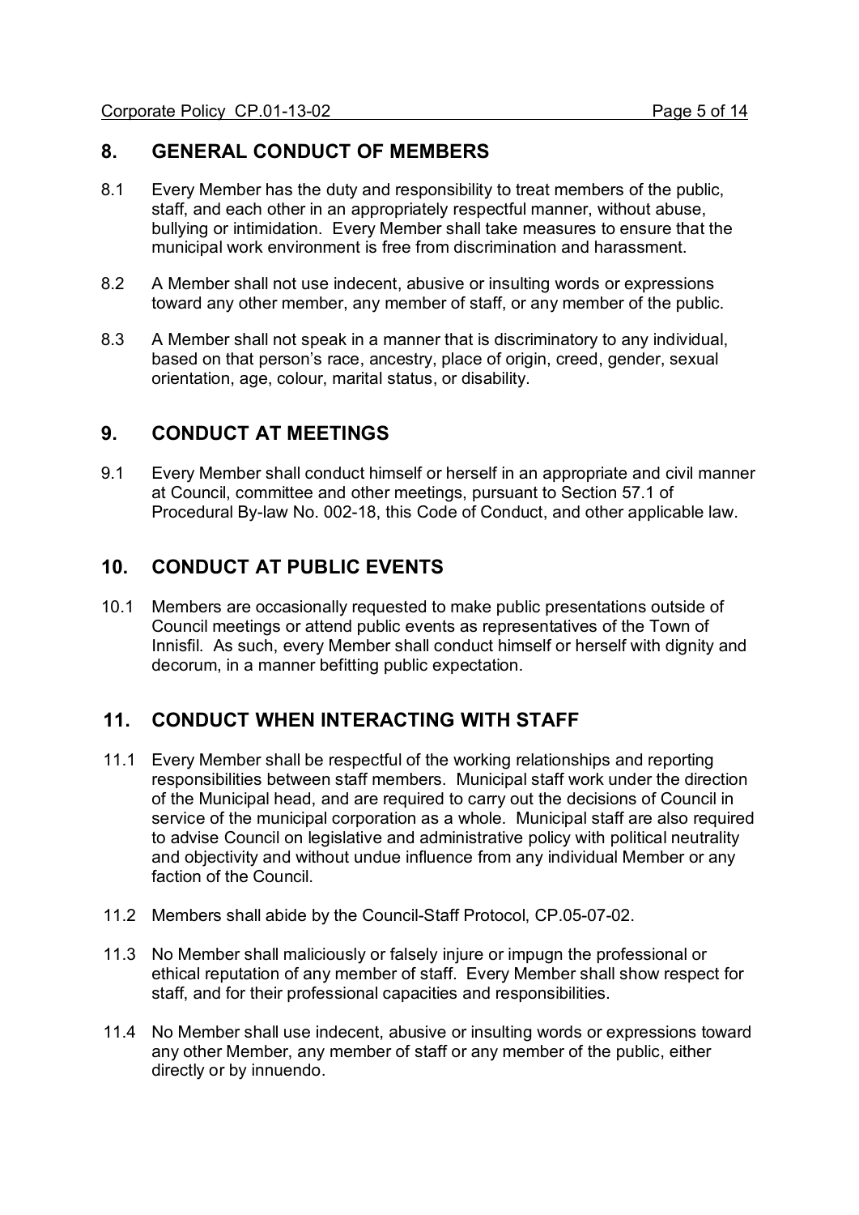## 8. GENERAL CONDUCT OF MEMBERS

8.1 Every Member has the duty and responsibility to treat members of the public, staff, and each other in an appropriately respectful manner, without abuse, bullying or intimidation. Every Member shall take measures to ensure that the municipal work environment is free from discrimination and harassment.

8.2 A Member shall not use indecent, abusive or insulting words or expressions toward any other member, any member of staff, or any member of the public.

8.3 A Member shall not speak in a manner that is discriminatory to any individual, based on that person's race, ancestry, place of origin, creed, gender, sexual orientation, age, colour, marital status, or disability.

## 9. CONDUCT AT MEETINGS

9.1 Every Member shall conduct himself or herself in an appropriate and civil manner at Council, committee and other meetings, pursuant to Section 57.1 of Procedural By-law No. 002-18, this Code of Conduct, and other applicable law.

## 10. CONDUCT AT PUBLIC EVENTS

10.1 Members are occasionally requested to make public presentations outside of Council meetings or attend public events as representatives of the Town of Innisfil. As such, every Member shall conduct himself or herself with dignity and decorum, in a manner befitting public expectation.

## 11. CONDUCT WHEN INTERACTING WITH STAFF

11.1 Every Member shall be respectful of the working relationships and reporting responsibilities between staff members. Municipal staff work under the direction of the Municipal head, and are required to carry out the decisions of Council in service of the municipal corporation as a whole. Municipal staff are also required to advise Council on legislative and administrative policy with political neutrality and objectivity and without undue influence from any individual Member or any faction of the Council.

11.2 Members shall abide by the Council-Staff Protocol, CP.05-07-02.

11.3 No Member shall maliciously or falsely injure or impugn the professional or ethical reputation of any member of staff. Every Member shall show respect for staff, and for their professional capacities and responsibilities.

11.4 No Member shall use indecent, abusive or insulting words or expressions toward any other Member, any member of staff or any member of the public, either directly or by innuendo.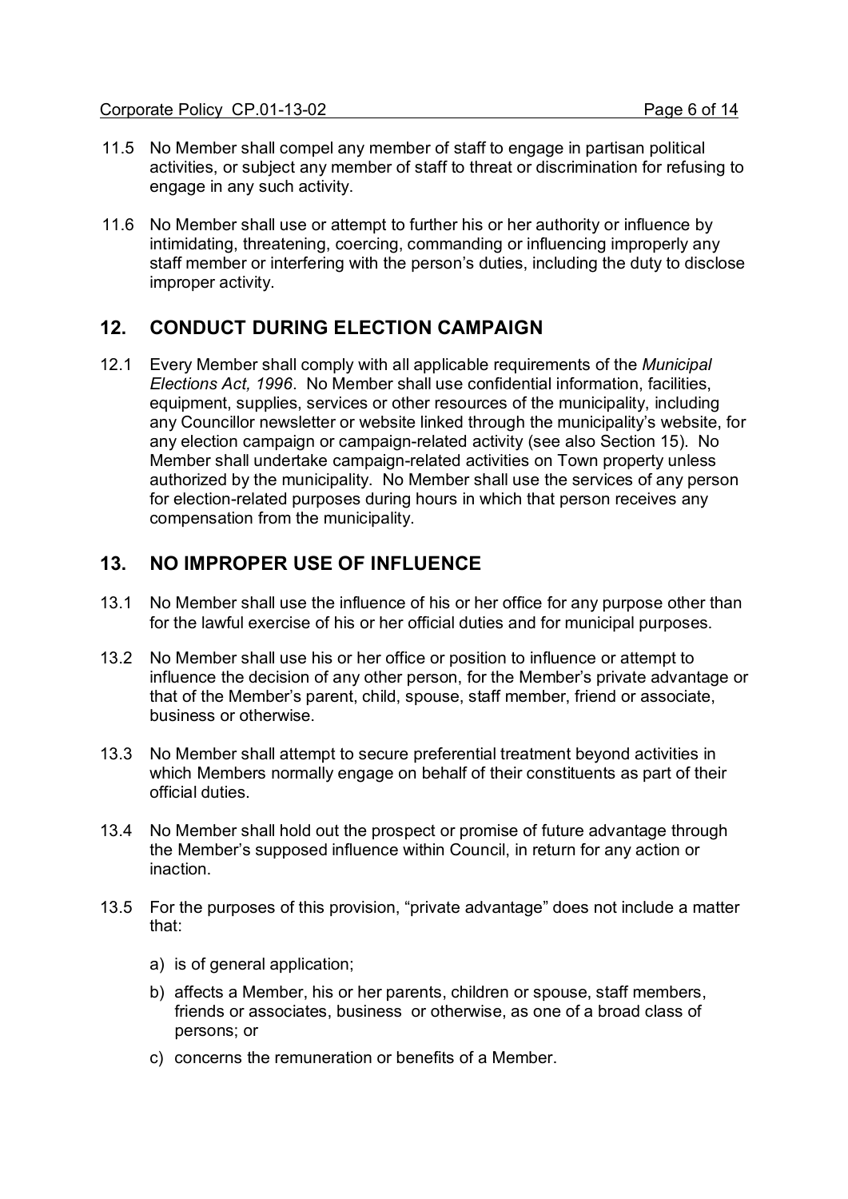11.5 No Member shall compel any member of staff to engage in partisan political activities, or subject any member of staff to threat or discrimination for refusing to engage in any such activity.

11.6 No Member shall use or attempt to further his or her authority or influence by intimidating, threatening, coercing, commanding or influencing improperly any staff member or interfering with the person's duties, including the duty to disclose improper activity.

## 12. CONDUCT DURING ELECTION CAMPAIGN

12.1 Every Member shall comply with all applicable requirements of the *Municipal Elections Act, 1996*. No Member shall use confidential information, facilities, equipment, supplies, services or other resources of the municipality, including any Councillor newsletter or website linked through the municipality's website, for any election campaign or campaign-related activity (see also Section 15). No Member shall undertake campaign-related activities on Town property unless authorized by the municipality. No Member shall use the services of any person for election-related purposes during hours in which that person receives any compensation from the municipality.

## 13. NO IMPROPER USE OF INFLUENCE

13.1 No Member shall use the influence of his or her office for any purpose other than for the lawful exercise of his or her official duties and for municipal purposes.

13.2 No Member shall use his or her office or position to influence or attempt to influence the decision of any other person, for the Member's private advantage or that of the Member's parent, child, spouse, staff member, friend or associate, business or otherwise.

13.3 No Member shall attempt to secure preferential treatment beyond activities in which Members normally engage on behalf of their constituents as part of their official duties.

13.4 No Member shall hold out the prospect or promise of future advantage through the Member's supposed influence within Council, in return for any action or inaction.

13.5 For the purposes of this provision, "private advantage" does not include a matter that:

a) is of general application;

b) affects a Member, his or her parents, children or spouse, staff members, friends or associates, business or otherwise, as one of a broad class of persons; or

c) concerns the remuneration or benefits of a Member.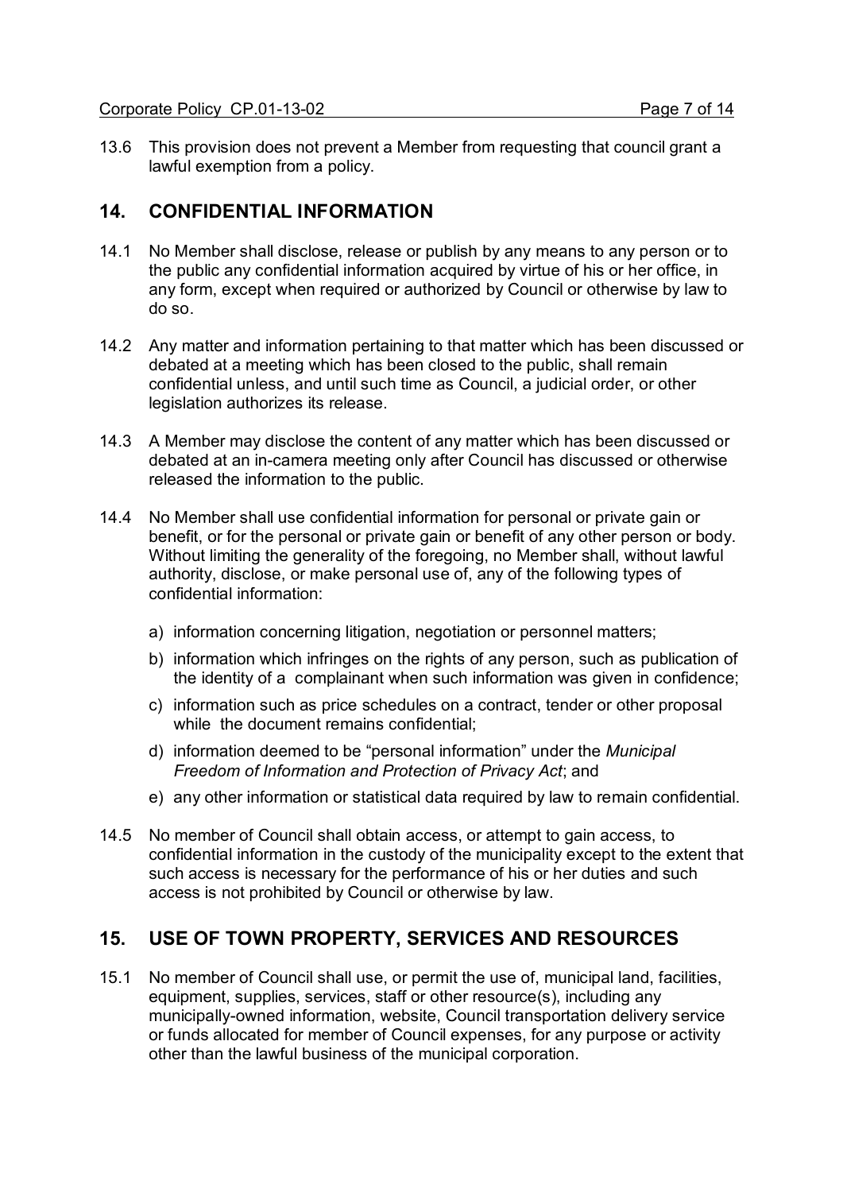13.6 This provision does not prevent a Member from requesting that council grant a lawful exemption from a policy.

## 14. CONFIDENTIAL INFORMATION

14.1 No Member shall disclose, release or publish by any means to any person or to the public any confidential information acquired by virtue of his or her office, in any form, except when required or authorized by Council or otherwise by law to do so.

14.2 Any matter and information pertaining to that matter which has been discussed or debated at a meeting which has been closed to the public, shall remain confidential unless, and until such time as Council, a judicial order, or other legislation authorizes its release.

14.3 A Member may disclose the content of any matter which has been discussed or debated at an in-camera meeting only after Council has discussed or otherwise released the information to the public.

14.4 No Member shall use confidential information for personal or private gain or benefit, or for the personal or private gain or benefit of any other person or body. Without limiting the generality of the foregoing, no Member shall, without lawful authority, disclose, or make personal use of, any of the following types of confidential information:

a) information concerning litigation, negotiation or personnel matters;

b) information which infringes on the rights of any person, such as publication of the identity of a complainant when such information was given in confidence;

c) information such as price schedules on a contract, tender or other proposal while the document remains confidential;

d) information deemed to be "personal information" under the *Municipal Freedom of Information and Protection of Privacy Act*; and

e) any other information or statistical data required by law to remain confidential.

14.5 No member of Council shall obtain access, or attempt to gain access, to confidential information in the custody of the municipality except to the extent that such access is necessary for the performance of his or her duties and such access is not prohibited by Council or otherwise by law.

## 15. USE OF TOWN PROPERTY, SERVICES AND RESOURCES

15.1 No member of Council shall use, or permit the use of, municipal land, facilities, equipment, supplies, services, staff or other resource(s), including any municipally-owned information, website, Council transportation delivery service or funds allocated for member of Council expenses, for any purpose or activity other than the lawful business of the municipal corporation.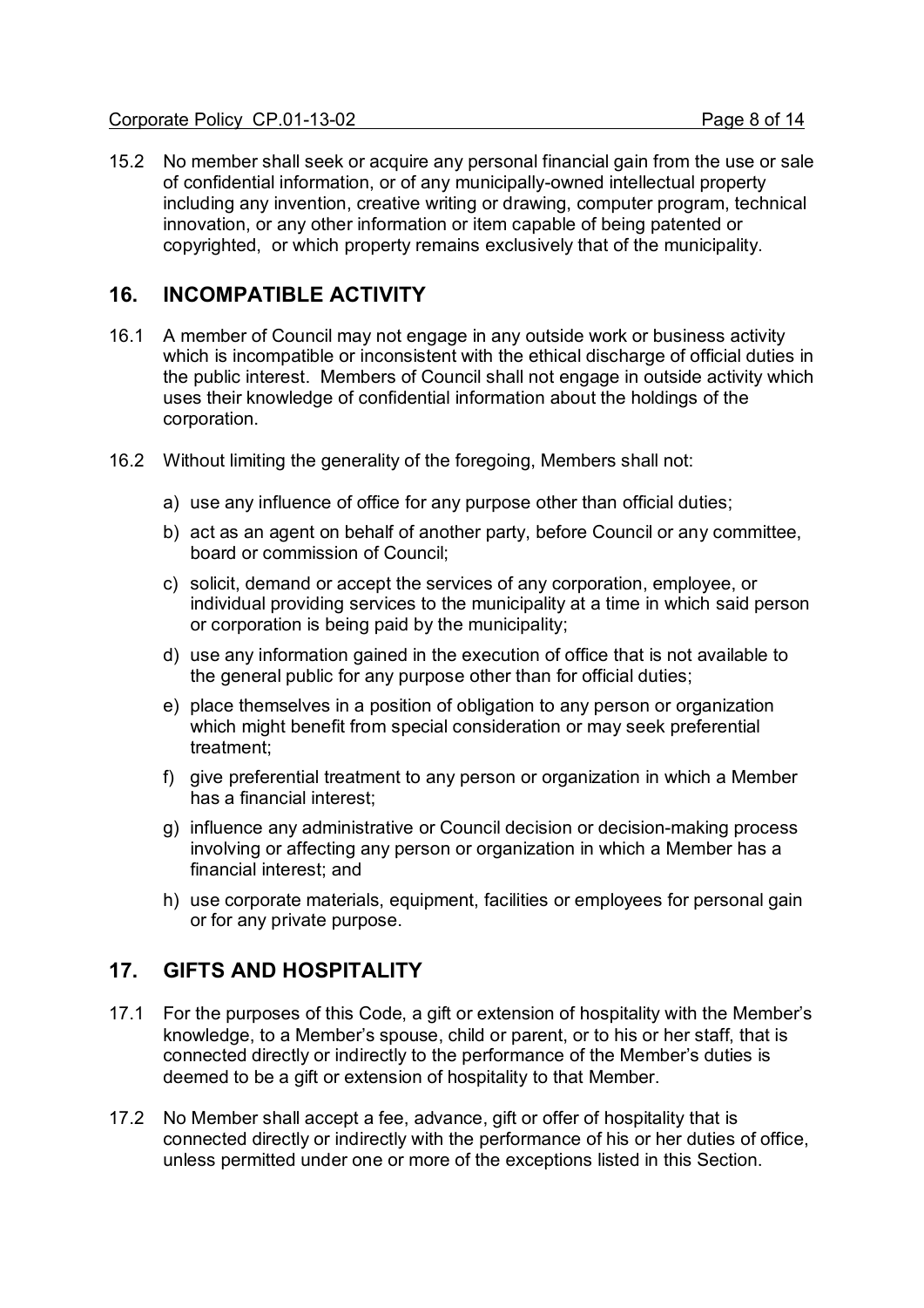15.2 No member shall seek or acquire any personal financial gain from the use or sale of confidential information, or of any municipally-owned intellectual property including any invention, creative writing or drawing, computer program, technical innovation, or any other information or item capable of being patented or copyrighted, or which property remains exclusively that of the municipality.

## 16. INCOMPATIBLE ACTIVITY

16.1 A member of Council may not engage in any outside work or business activity which is incompatible or inconsistent with the ethical discharge of official duties in the public interest. Members of Council shall not engage in outside activity which uses their knowledge of confidential information about the holdings of the corporation.

16.2 Without limiting the generality of the foregoing, Members shall not:

a) use any influence of office for any purpose other than official duties;

b) act as an agent on behalf of another party, before Council or any committee, board or commission of Council;

c) solicit, demand or accept the services of any corporation, employee, or individual providing services to the municipality at a time in which said person or corporation is being paid by the municipality;

d) use any information gained in the execution of office that is not available to the general public for any purpose other than for official duties;

e) place themselves in a position of obligation to any person or organization which might benefit from special consideration or may seek preferential treatment;

f) give preferential treatment to any person or organization in which a Member has a financial interest;

g) influence any administrative or Council decision or decision-making process involving or affecting any person or organization in which a Member has a financial interest; and

h) use corporate materials, equipment, facilities or employees for personal gain or for any private purpose.

## 17. GIFTS AND HOSPITALITY

17.1 For the purposes of this Code, a gift or extension of hospitality with the Member's knowledge, to a Member's spouse, child or parent, or to his or her staff, that is connected directly or indirectly to the performance of the Member's duties is deemed to be a gift or extension of hospitality to that Member.

17.2 No Member shall accept a fee, advance, gift or offer of hospitality that is connected directly or indirectly with the performance of his or her duties of office, unless permitted under one or more of the exceptions listed in this Section.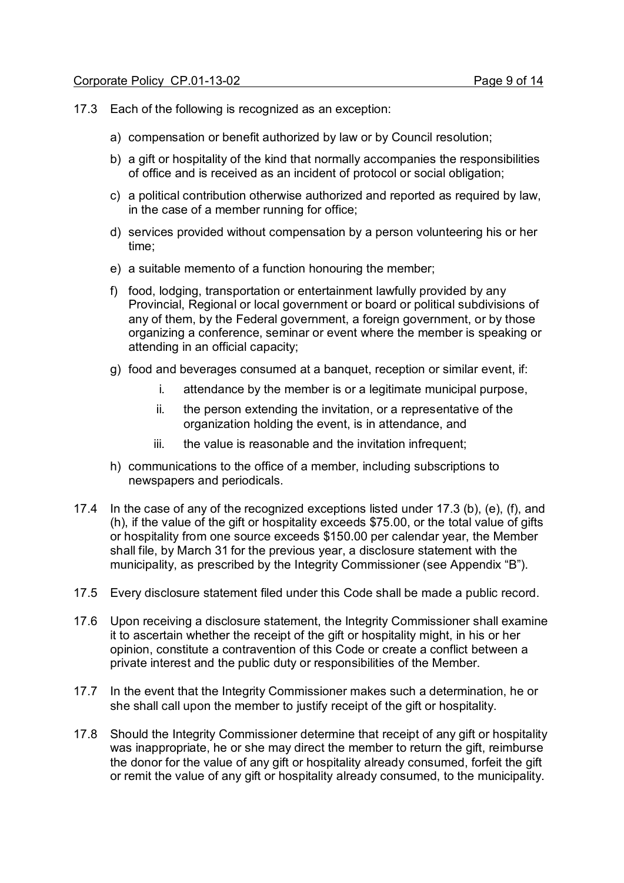17.3 Each of the following is recognized as an exception:

a) compensation or benefit authorized by law or by Council resolution;

b) a gift or hospitality of the kind that normally accompanies the responsibilities of office and is received as an incident of protocol or social obligation;

c) a political contribution otherwise authorized and reported as required by law, in the case of a member running for office;

d) services provided without compensation by a person volunteering his or her time;

e) a suitable memento of a function honouring the member;

f) food, lodging, transportation or entertainment lawfully provided by any Provincial, Regional or local government or board or political subdivisions of any of them, by the Federal government, a foreign government, or by those organizing a conference, seminar or event where the member is speaking or attending in an official capacity;

g) food and beverages consumed at a banquet, reception or similar event, if:

   i. attendance by the member is or a legitimate municipal purpose,

   ii. the person extending the invitation, or a representative of the organization holding the event, is in attendance, and

   iii. the value is reasonable and the invitation infrequent;

h) communications to the office of a member, including subscriptions to newspapers and periodicals.

17.4 In the case of any of the recognized exceptions listed under 17.3 (b), (e), (f), and (h), if the value of the gift or hospitality exceeds $75.00, or the total value of gifts or hospitality from one source exceeds $150.00 per calendar year, the Member shall file, by March 31 for the previous year, a disclosure statement with the municipality, as prescribed by the Integrity Commissioner (see Appendix "B").

17.5 Every disclosure statement filed under this Code shall be made a public record.

17.6 Upon receiving a disclosure statement, the Integrity Commissioner shall examine it to ascertain whether the receipt of the gift or hospitality might, in his or her opinion, constitute a contravention of this Code or create a conflict between a private interest and the public duty or responsibilities of the Member.

17.7 In the event that the Integrity Commissioner makes such a determination, he or she shall call upon the member to justify receipt of the gift or hospitality.

17.8 Should the Integrity Commissioner determine that receipt of any gift or hospitality was inappropriate, he or she may direct the member to return the gift, reimburse the donor for the value of any gift or hospitality already consumed, forfeit the gift or remit the value of any gift or hospitality already consumed, to the municipality.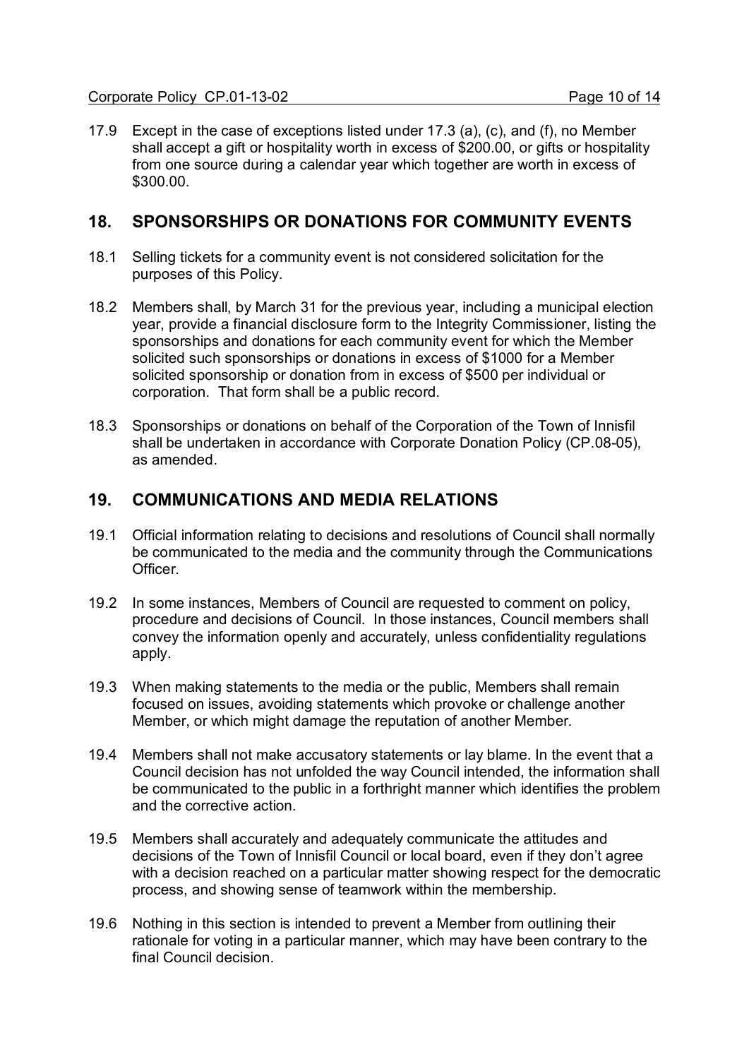17.9 Except in the case of exceptions listed under 17.3 (a), (c), and (f), no Member shall accept a gift or hospitality worth in excess of $200.00, or gifts or hospitality from one source during a calendar year which together are worth in excess of $300.00.

## 18. SPONSORSHIPS OR DONATIONS FOR COMMUNITY EVENTS

18.1 Selling tickets for a community event is not considered solicitation for the purposes of this Policy.

18.2 Members shall, by March 31 for the previous year, including a municipal election year, provide a financial disclosure form to the Integrity Commissioner, listing the sponsorships and donations for each community event for which the Member solicited such sponsorships or donations in excess of $1000 for a Member solicited sponsorship or donation from in excess of $500 per individual or corporation. That form shall be a public record.

18.3 Sponsorships or donations on behalf of the Corporation of the Town of Innisfil shall be undertaken in accordance with Corporate Donation Policy (CP.08-05), as amended.

## 19. COMMUNICATIONS AND MEDIA RELATIONS

19.1 Official information relating to decisions and resolutions of Council shall normally be communicated to the media and the community through the Communications Officer.

19.2 In some instances, Members of Council are requested to comment on policy, procedure and decisions of Council. In those instances, Council members shall convey the information openly and accurately, unless confidentiality regulations apply.

19.3 When making statements to the media or the public, Members shall remain focused on issues, avoiding statements which provoke or challenge another Member, or which might damage the reputation of another Member.

19.4 Members shall not make accusatory statements or lay blame. In the event that a Council decision has not unfolded the way Council intended, the information shall be communicated to the public in a forthright manner which identifies the problem and the corrective action.

19.5 Members shall accurately and adequately communicate the attitudes and decisions of the Town of Innisfil Council or local board, even if they don't agree with a decision reached on a particular matter showing respect for the democratic process, and showing sense of teamwork within the membership.

19.6 Nothing in this section is intended to prevent a Member from outlining their rationale for voting in a particular manner, which may have been contrary to the final Council decision.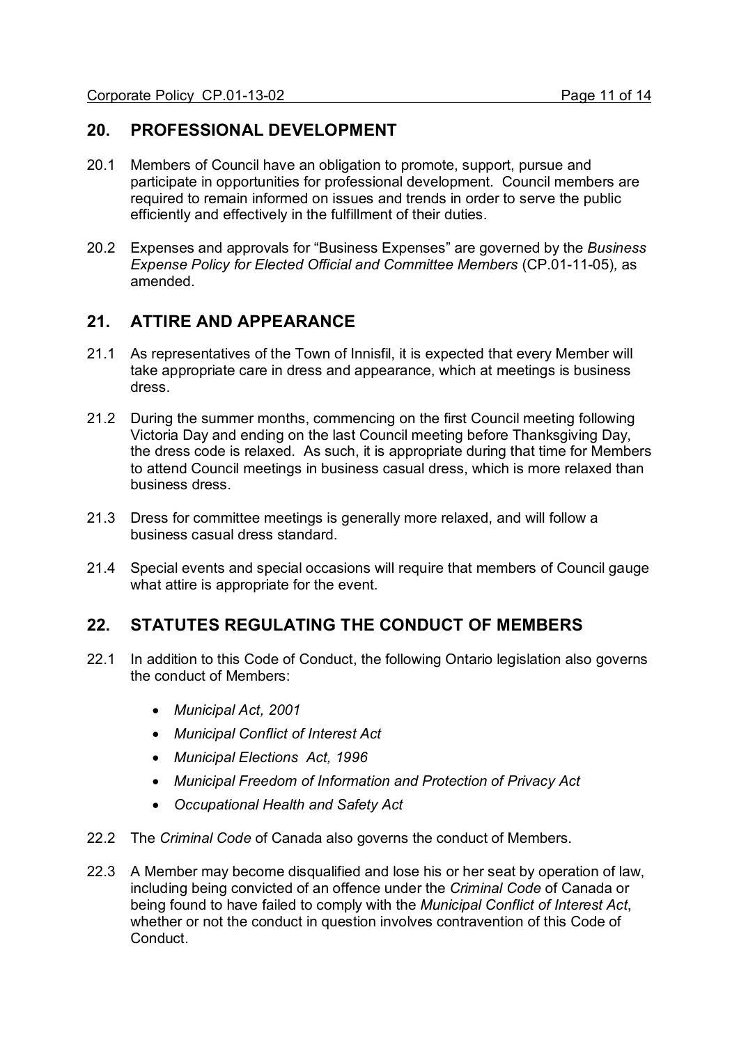## 20. PROFESSIONAL DEVELOPMENT

20.1 Members of Council have an obligation to promote, support, pursue and participate in opportunities for professional development. Council members are required to remain informed on issues and trends in order to serve the public efficiently and effectively in the fulfillment of their duties.

20.2 Expenses and approvals for "Business Expenses" are governed by the *Business Expense Policy for Elected Official and Committee Members* (CP.01-11-05)*,* as amended.

## 21. ATTIRE AND APPEARANCE

21.1 As representatives of the Town of Innisfil, it is expected that every Member will take appropriate care in dress and appearance, which at meetings is business dress.

21.2 During the summer months, commencing on the first Council meeting following Victoria Day and ending on the last Council meeting before Thanksgiving Day, the dress code is relaxed. As such, it is appropriate during that time for Members to attend Council meetings in business casual dress, which is more relaxed than business dress.

21.3 Dress for committee meetings is generally more relaxed, and will follow a business casual dress standard.

21.4 Special events and special occasions will require that members of Council gauge what attire is appropriate for the event.

## 22. STATUTES REGULATING THE CONDUCT OF MEMBERS

22.1 In addition to this Code of Conduct, the following Ontario legislation also governs the conduct of Members:

- *Municipal Act, 2001*
- *Municipal Conflict of Interest Act*
- *Municipal Elections Act, 1996*
- *Municipal Freedom of Information and Protection of Privacy Act*
- *Occupational Health and Safety Act*

22.2 The *Criminal Code* of Canada also governs the conduct of Members.

22.3 A Member may become disqualified and lose his or her seat by operation of law, including being convicted of an offence under the *Criminal Code* of Canada or being found to have failed to comply with the *Municipal Conflict of Interest Act*, whether or not the conduct in question involves contravention of this Code of Conduct.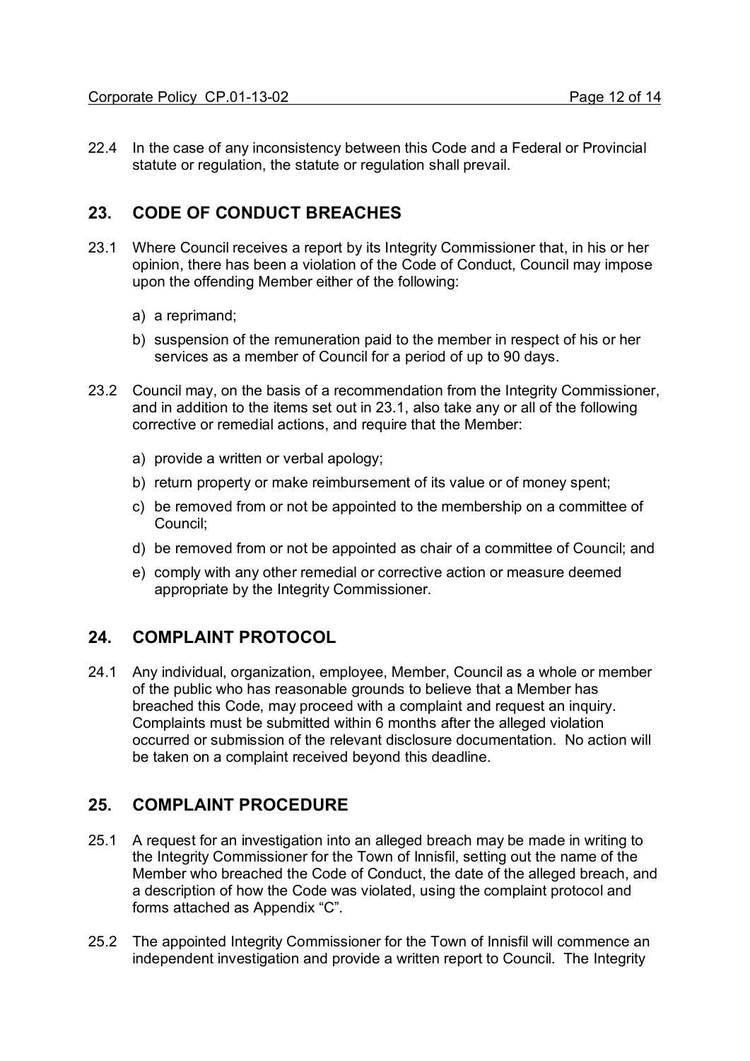22.4 In the case of any inconsistency between this Code and a Federal or Provincial statute or regulation, the statute or regulation shall prevail.

## 23. CODE OF CONDUCT BREACHES

23.1 Where Council receives a report by its Integrity Commissioner that, in his or her opinion, there has been a violation of the Code of Conduct, Council may impose upon the offending Member either of the following:

a) a reprimand;

b) suspension of the remuneration paid to the member in respect of his or her services as a member of Council for a period of up to 90 days.

23.2 Council may, on the basis of a recommendation from the Integrity Commissioner, and in addition to the items set out in 23.1, also take any or all of the following corrective or remedial actions, and require that the Member:

a) provide a written or verbal apology;

b) return property or make reimbursement of its value or of money spent;

c) be removed from or not be appointed to the membership on a committee of Council;

d) be removed from or not be appointed as chair of a committee of Council; and

e) comply with any other remedial or corrective action or measure deemed appropriate by the Integrity Commissioner.

## 24. COMPLAINT PROTOCOL

24.1 Any individual, organization, employee, Member, Council as a whole or member of the public who has reasonable grounds to believe that a Member has breached this Code, may proceed with a complaint and request an inquiry. Complaints must be submitted within 6 months after the alleged violation occurred or submission of the relevant disclosure documentation. No action will be taken on a complaint received beyond this deadline.

## 25. COMPLAINT PROCEDURE

25.1 A request for an investigation into an alleged breach may be made in writing to the Integrity Commissioner for the Town of Innisfil, setting out the name of the Member who breached the Code of Conduct, the date of the alleged breach, and a description of how the Code was violated, using the complaint protocol and forms attached as Appendix "C".

25.2 The appointed Integrity Commissioner for the Town of Innisfil will commence an independent investigation and provide a written report to Council. The Integrity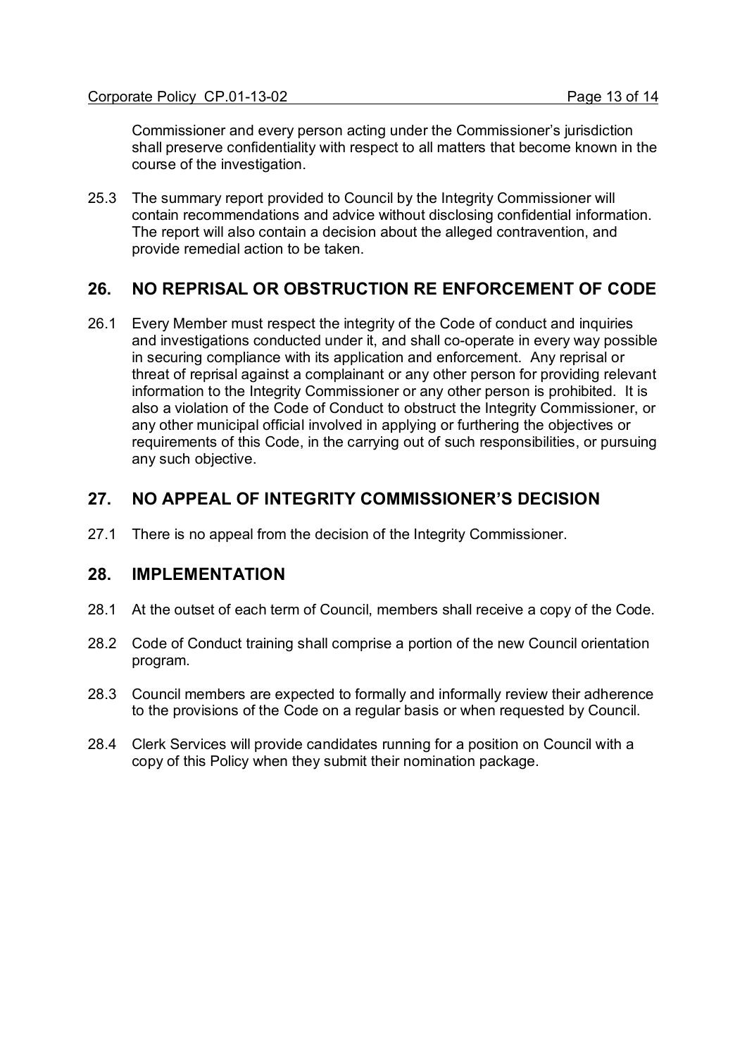Commissioner and every person acting under the Commissioner's jurisdiction shall preserve confidentiality with respect to all matters that become known in the course of the investigation.

25.3 The summary report provided to Council by the Integrity Commissioner will contain recommendations and advice without disclosing confidential information. The report will also contain a decision about the alleged contravention, and provide remedial action to be taken.

## 26. NO REPRISAL OR OBSTRUCTION RE ENFORCEMENT OF CODE

26.1 Every Member must respect the integrity of the Code of conduct and inquiries and investigations conducted under it, and shall co-operate in every way possible in securing compliance with its application and enforcement. Any reprisal or threat of reprisal against a complainant or any other person for providing relevant information to the Integrity Commissioner or any other person is prohibited. It is also a violation of the Code of Conduct to obstruct the Integrity Commissioner, or any other municipal official involved in applying or furthering the objectives or requirements of this Code, in the carrying out of such responsibilities, or pursuing any such objective.

## 27. NO APPEAL OF INTEGRITY COMMISSIONER'S DECISION

27.1 There is no appeal from the decision of the Integrity Commissioner.

## 28. IMPLEMENTATION

28.1 At the outset of each term of Council, members shall receive a copy of the Code.

28.2 Code of Conduct training shall comprise a portion of the new Council orientation program.

28.3 Council members are expected to formally and informally review their adherence to the provisions of the Code on a regular basis or when requested by Council.

28.4 Clerk Services will provide candidates running for a position on Council with a copy of this Policy when they submit their nomination package.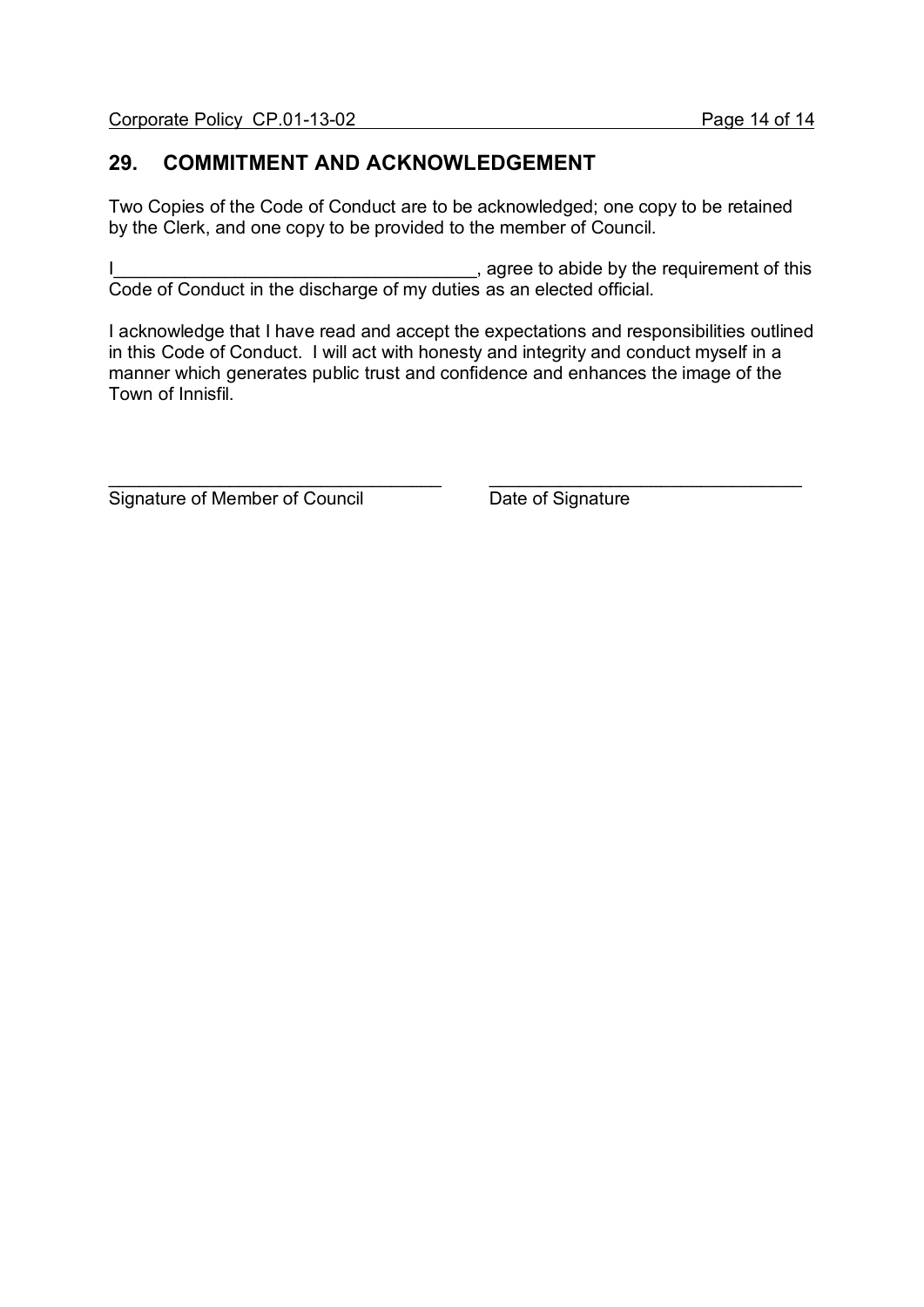## 29. COMMITMENT AND ACKNOWLEDGEMENT

Two Copies of the Code of Conduct are to be acknowledged; one copy to be retained by the Clerk, and one copy to be provided to the member of Council.

I____________________________________, agree to abide by the requirement of this Code of Conduct in the discharge of my duties as an elected official.

I acknowledge that I have read and accept the expectations and responsibilities outlined in this Code of Conduct. I will act with honesty and integrity and conduct myself in a manner which generates public trust and confidence and enhances the image of the Town of Innisfil.

_________________________________ Signature of Member of Council

_________________________________ Date of Signature